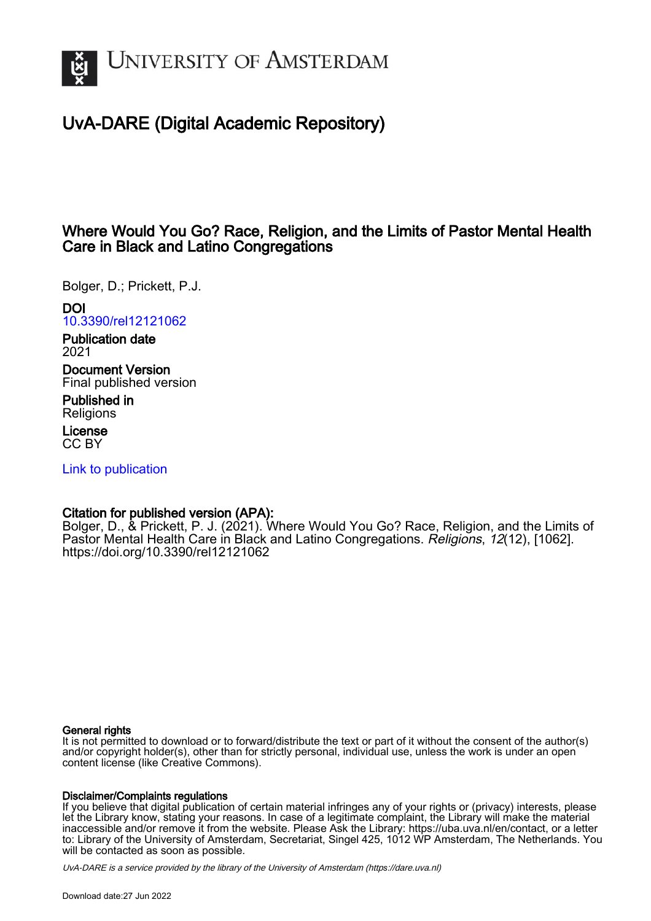UNIVERSITY OF AMSTERDAM

# UvA-DARE (Digital Academic Repository)

## Where Would You Go? Race, Religion, and the Limits of Pastor Mental Health Care in Black and Latino Congregations

Bolger, D.; Prickett, P.J.

**DOI**
10.3390/rel12121062

**Publication date**
2021

**Document Version**
Final published version

**Published in**
Religions

**License**
CC BY

Link to publication

**Citation for published version (APA):**
Bolger, D., & Prickett, P. J. (2021). Where Would You Go? Race, Religion, and the Limits of Pastor Mental Health Care in Black and Latino Congregations. *Religions*, *12*(12), [1062]. https://doi.org/10.3390/rel12121062

**General rights**
It is not permitted to download or to forward/distribute the text or part of it without the consent of the author(s) and/or copyright holder(s), other than for strictly personal, individual use, unless the work is under an open content license (like Creative Commons).

**Disclaimer/Complaints regulations**
If you believe that digital publication of certain material infringes any of your rights or (privacy) interests, please let the Library know, stating your reasons. In case of a legitimate complaint, the Library will make the material inaccessible and/or remove it from the website. Please Ask the Library: https://uba.uva.nl/en/contact, or a letter to: Library of the University of Amsterdam, Secretariat, Singel 425, 1012 WP Amsterdam, The Netherlands. You will be contacted as soon as possible.

*UvA-DARE is a service provided by the library of the University of Amsterdam (https://dare.uva.nl)*

Download date:27 Jun 2022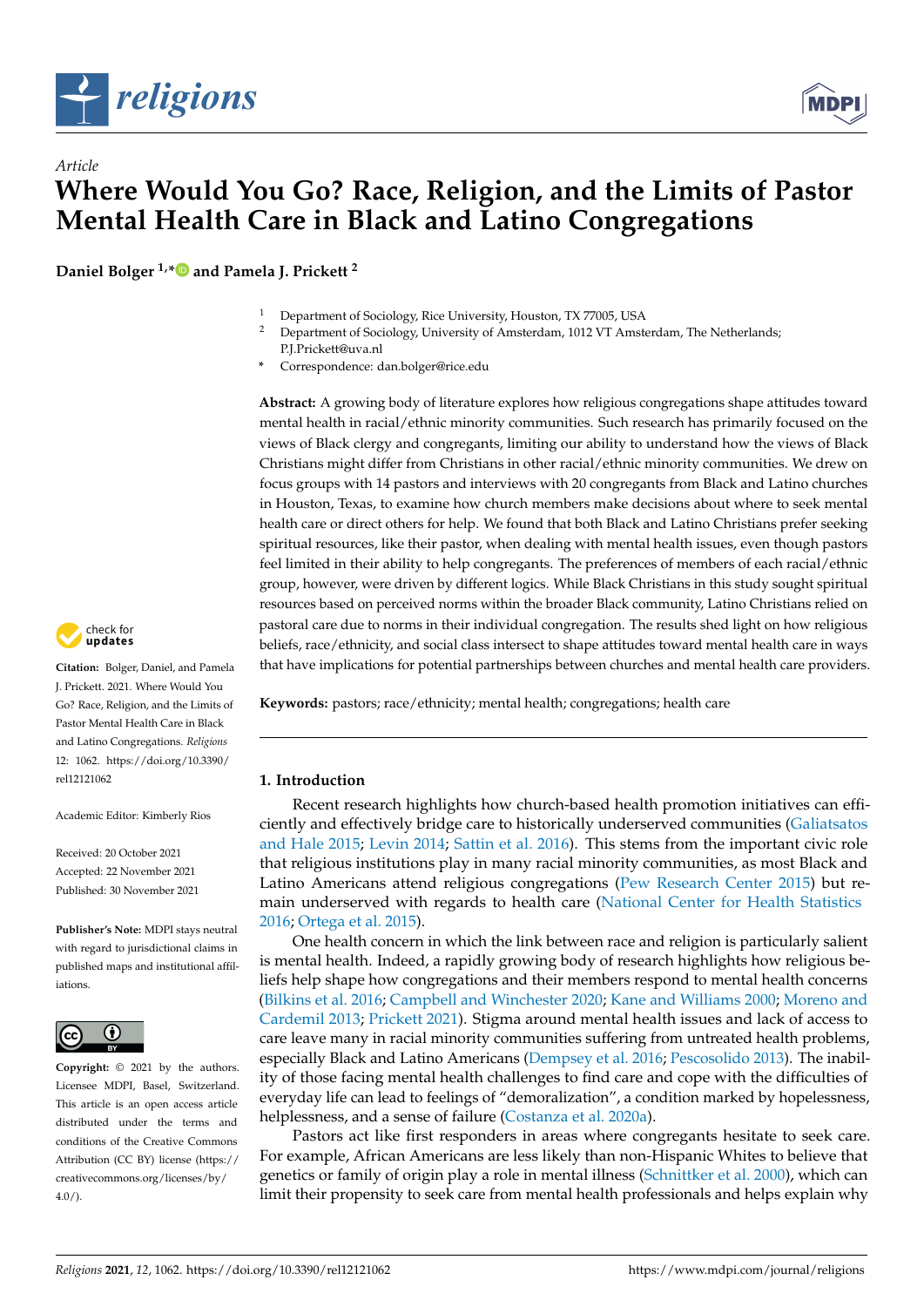# Where Would You Go? Race, Religion, and the Limits of Pastor Mental Health Care in Black and Latino Congregations

**Daniel Bolger [1,*] and Pamela J. Prickett [2]**

[1] Department of Sociology, Rice University, Houston, TX 77005, USA
[2] Department of Sociology, University of Amsterdam, 1012 VT Amsterdam, The Netherlands; P.J.Prickett@uva.nl
* Correspondence: dan.bolger@rice.edu

**Abstract:** A growing body of literature explores how religious congregations shape attitudes toward mental health in racial/ethnic minority communities. Such research has primarily focused on the views of Black clergy and congregants, limiting our ability to understand how the views of Black Christians might differ from Christians in other racial/ethnic minority communities. We drew on focus groups with 14 pastors and interviews with 20 congregants from Black and Latino churches in Houston, Texas, to examine how church members make decisions about where to seek mental health care or direct others for help. We found that both Black and Latino Christians prefer seeking spiritual resources, like their pastor, when dealing with mental health issues, even though pastors feel limited in their ability to help congregants. The preferences of members of each racial/ethnic group, however, were driven by different logics. While Black Christians in this study sought spiritual resources based on perceived norms within the broader Black community, Latino Christians relied on pastoral care due to norms in their individual congregation. The results shed light on how religious beliefs, race/ethnicity, and social class intersect to shape attitudes toward mental health care in ways that have implications for potential partnerships between churches and mental health care providers.

**Keywords:** pastors; race/ethnicity; mental health; congregations; health care

**Citation:** Bolger, Daniel, and Pamela J. Prickett. 2021. Where Would You Go? Race, Religion, and the Limits of Pastor Mental Health Care in Black and Latino Congregations. *Religions* 12: 1062. https://doi.org/10.3390/rel12121062

Academic Editor: Kimberly Rios

Received: 20 October 2021
Accepted: 22 November 2021
Published: 30 November 2021

**Publisher's Note:** MDPI stays neutral with regard to jurisdictional claims in published maps and institutional affiliations.

**Copyright:** © 2021 by the authors. Licensee MDPI, Basel, Switzerland. This article is an open access article distributed under the terms and conditions of the Creative Commons Attribution (CC BY) license (https://creativecommons.org/licenses/by/4.0/).

## 1. Introduction

Recent research highlights how church-based health promotion initiatives can efficiently and effectively bridge care to historically underserved communities (Galiatsatos and Hale 2015; Levin 2014; Sattin et al. 2016). This stems from the important civic role that religious institutions play in many racial minority communities, as most Black and Latino Americans attend religious congregations (Pew Research Center 2015) but remain underserved with regards to health care (National Center for Health Statistics 2016; Ortega et al. 2015).

One health concern in which the link between race and religion is particularly salient is mental health. Indeed, a rapidly growing body of research highlights how religious beliefs help shape how congregations and their members respond to mental health concerns (Bilkins et al. 2016; Campbell and Winchester 2020; Kane and Williams 2000; Moreno and Cardemil 2013; Prickett 2021). Stigma around mental health issues and lack of access to care leave many in racial minority communities suffering from untreated health problems, especially Black and Latino Americans (Dempsey et al. 2016; Pescosolido 2013). The inability of those facing mental health challenges to find care and cope with the difficulties of everyday life can lead to feelings of "demoralization", a condition marked by hopelessness, helplessness, and a sense of failure (Costanza et al. 2020a).

Pastors act like first responders in areas where congregants hesitate to seek care. For example, African Americans are less likely than non-Hispanic Whites to believe that genetics or family of origin play a role in mental illness (Schnittker et al. 2000), which can limit their propensity to seek care from mental health professionals and helps explain why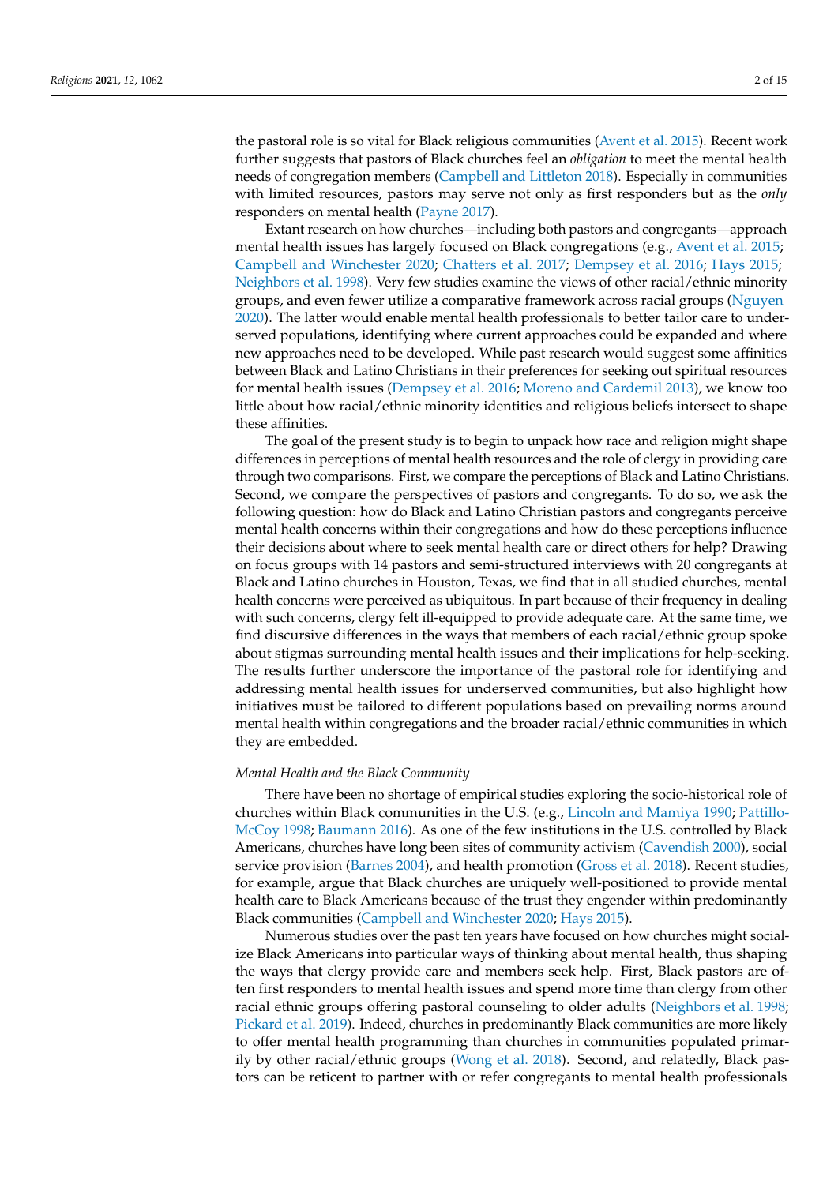the pastoral role is so vital for Black religious communities (Avent et al. 2015). Recent work further suggests that pastors of Black churches feel an *obligation* to meet the mental health needs of congregation members (Campbell and Littleton 2018). Especially in communities with limited resources, pastors may serve not only as first responders but as the *only* responders on mental health (Payne 2017).

Extant research on how churches—including both pastors and congregants—approach mental health issues has largely focused on Black congregations (e.g., Avent et al. 2015; Campbell and Winchester 2020; Chatters et al. 2017; Dempsey et al. 2016; Hays 2015; Neighbors et al. 1998). Very few studies examine the views of other racial/ethnic minority groups, and even fewer utilize a comparative framework across racial groups (Nguyen 2020). The latter would enable mental health professionals to better tailor care to underserved populations, identifying where current approaches could be expanded and where new approaches need to be developed. While past research would suggest some affinities between Black and Latino Christians in their preferences for seeking out spiritual resources for mental health issues (Dempsey et al. 2016; Moreno and Cardemil 2013), we know too little about how racial/ethnic minority identities and religious beliefs intersect to shape these affinities.

The goal of the present study is to begin to unpack how race and religion might shape differences in perceptions of mental health resources and the role of clergy in providing care through two comparisons. First, we compare the perceptions of Black and Latino Christians. Second, we compare the perspectives of pastors and congregants. To do so, we ask the following question: how do Black and Latino Christian pastors and congregants perceive mental health concerns within their congregations and how do these perceptions influence their decisions about where to seek mental health care or direct others for help? Drawing on focus groups with 14 pastors and semi-structured interviews with 20 congregants at Black and Latino churches in Houston, Texas, we find that in all studied churches, mental health concerns were perceived as ubiquitous. In part because of their frequency in dealing with such concerns, clergy felt ill-equipped to provide adequate care. At the same time, we find discursive differences in the ways that members of each racial/ethnic group spoke about stigmas surrounding mental health issues and their implications for help-seeking. The results further underscore the importance of the pastoral role for identifying and addressing mental health issues for underserved communities, but also highlight how initiatives must be tailored to different populations based on prevailing norms around mental health within congregations and the broader racial/ethnic communities in which they are embedded.

*Mental Health and the Black Community*

There have been no shortage of empirical studies exploring the socio-historical role of churches within Black communities in the U.S. (e.g., Lincoln and Mamiya 1990; Pattillo-McCoy 1998; Baumann 2016). As one of the few institutions in the U.S. controlled by Black Americans, churches have long been sites of community activism (Cavendish 2000), social service provision (Barnes 2004), and health promotion (Gross et al. 2018). Recent studies, for example, argue that Black churches are uniquely well-positioned to provide mental health care to Black Americans because of the trust they engender within predominantly Black communities (Campbell and Winchester 2020; Hays 2015).

Numerous studies over the past ten years have focused on how churches might socialize Black Americans into particular ways of thinking about mental health, thus shaping the ways that clergy provide care and members seek help. First, Black pastors are often first responders to mental health issues and spend more time than clergy from other racial ethnic groups offering pastoral counseling to older adults (Neighbors et al. 1998; Pickard et al. 2019). Indeed, churches in predominantly Black communities are more likely to offer mental health programming than churches in communities populated primarily by other racial/ethnic groups (Wong et al. 2018). Second, and relatedly, Black pastors can be reticent to partner with or refer congregants to mental health professionals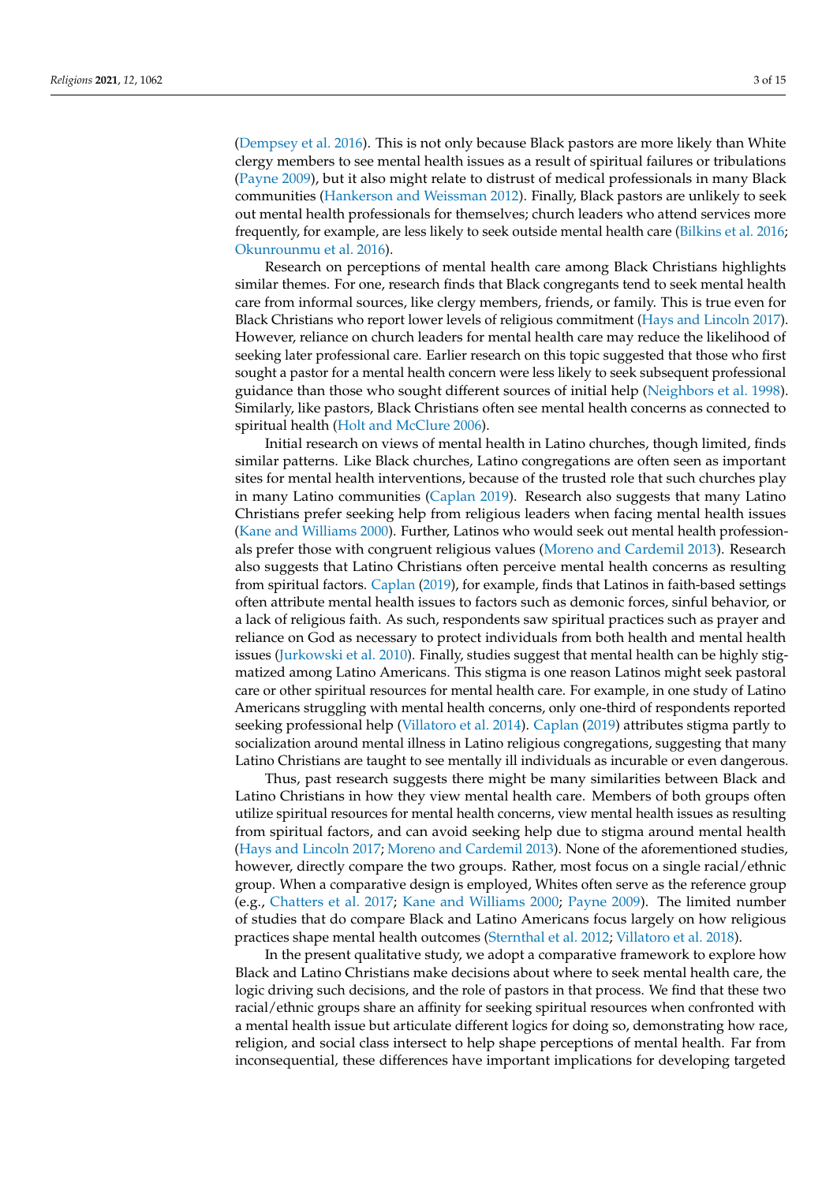(Dempsey et al. 2016). This is not only because Black pastors are more likely than White clergy members to see mental health issues as a result of spiritual failures or tribulations (Payne 2009), but it also might relate to distrust of medical professionals in many Black communities (Hankerson and Weissman 2012). Finally, Black pastors are unlikely to seek out mental health professionals for themselves; church leaders who attend services more frequently, for example, are less likely to seek outside mental health care (Bilkins et al. 2016; Okunrounmu et al. 2016).

Research on perceptions of mental health care among Black Christians highlights similar themes. For one, research finds that Black congregants tend to seek mental health care from informal sources, like clergy members, friends, or family. This is true even for Black Christians who report lower levels of religious commitment (Hays and Lincoln 2017). However, reliance on church leaders for mental health care may reduce the likelihood of seeking later professional care. Earlier research on this topic suggested that those who first sought a pastor for a mental health concern were less likely to seek subsequent professional guidance than those who sought different sources of initial help (Neighbors et al. 1998). Similarly, like pastors, Black Christians often see mental health concerns as connected to spiritual health (Holt and McClure 2006).

Initial research on views of mental health in Latino churches, though limited, finds similar patterns. Like Black churches, Latino congregations are often seen as important sites for mental health interventions, because of the trusted role that such churches play in many Latino communities (Caplan 2019). Research also suggests that many Latino Christians prefer seeking help from religious leaders when facing mental health issues (Kane and Williams 2000). Further, Latinos who would seek out mental health professionals prefer those with congruent religious values (Moreno and Cardemil 2013). Research also suggests that Latino Christians often perceive mental health concerns as resulting from spiritual factors. Caplan (2019), for example, finds that Latinos in faith-based settings often attribute mental health issues to factors such as demonic forces, sinful behavior, or a lack of religious faith. As such, respondents saw spiritual practices such as prayer and reliance on God as necessary to protect individuals from both health and mental health issues (Jurkowski et al. 2010). Finally, studies suggest that mental health can be highly stigmatized among Latino Americans. This stigma is one reason Latinos might seek pastoral care or other spiritual resources for mental health care. For example, in one study of Latino Americans struggling with mental health concerns, only one-third of respondents reported seeking professional help (Villatoro et al. 2014). Caplan (2019) attributes stigma partly to socialization around mental illness in Latino religious congregations, suggesting that many Latino Christians are taught to see mentally ill individuals as incurable or even dangerous.

Thus, past research suggests there might be many similarities between Black and Latino Christians in how they view mental health care. Members of both groups often utilize spiritual resources for mental health concerns, view mental health issues as resulting from spiritual factors, and can avoid seeking help due to stigma around mental health (Hays and Lincoln 2017; Moreno and Cardemil 2013). None of the aforementioned studies, however, directly compare the two groups. Rather, most focus on a single racial/ethnic group. When a comparative design is employed, Whites often serve as the reference group (e.g., Chatters et al. 2017; Kane and Williams 2000; Payne 2009). The limited number of studies that do compare Black and Latino Americans focus largely on how religious practices shape mental health outcomes (Sternthal et al. 2012; Villatoro et al. 2018).

In the present qualitative study, we adopt a comparative framework to explore how Black and Latino Christians make decisions about where to seek mental health care, the logic driving such decisions, and the role of pastors in that process. We find that these two racial/ethnic groups share an affinity for seeking spiritual resources when confronted with a mental health issue but articulate different logics for doing so, demonstrating how race, religion, and social class intersect to help shape perceptions of mental health. Far from inconsequential, these differences have important implications for developing targeted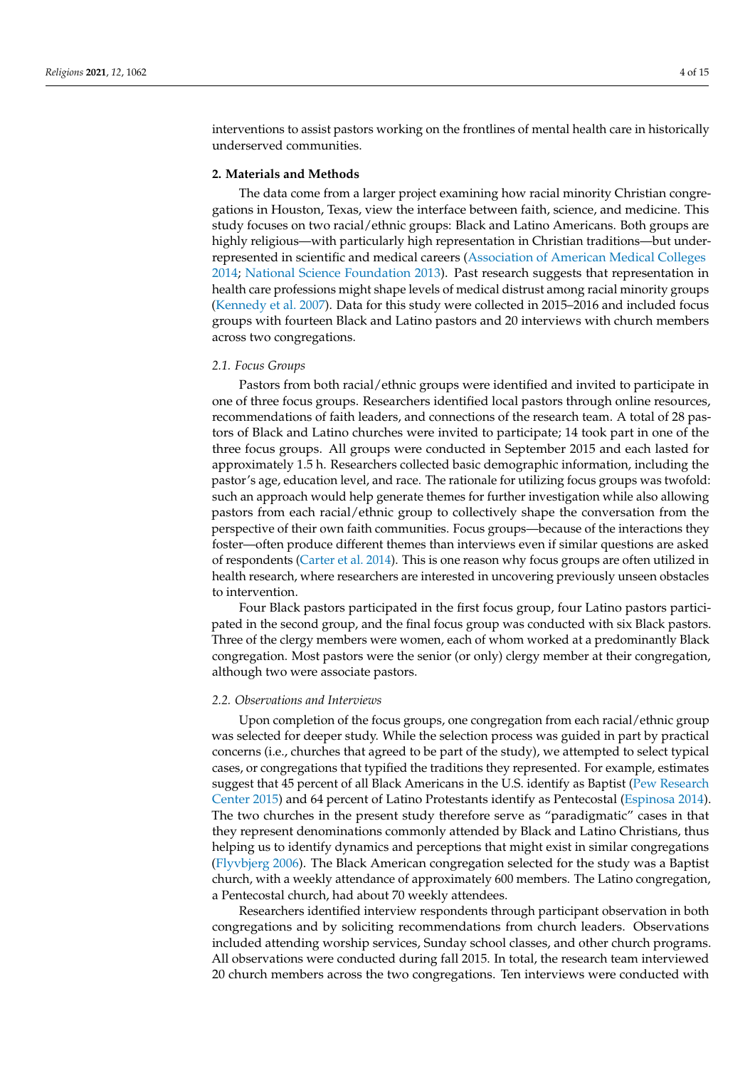interventions to assist pastors working on the frontlines of mental health care in historically underserved communities.

## 2. Materials and Methods

The data come from a larger project examining how racial minority Christian congregations in Houston, Texas, view the interface between faith, science, and medicine. This study focuses on two racial/ethnic groups: Black and Latino Americans. Both groups are highly religious—with particularly high representation in Christian traditions—but underrepresented in scientific and medical careers (Association of American Medical Colleges 2014; National Science Foundation 2013). Past research suggests that representation in health care professions might shape levels of medical distrust among racial minority groups (Kennedy et al. 2007). Data for this study were collected in 2015–2016 and included focus groups with fourteen Black and Latino pastors and 20 interviews with church members across two congregations.

### *2.1. Focus Groups*

Pastors from both racial/ethnic groups were identified and invited to participate in one of three focus groups. Researchers identified local pastors through online resources, recommendations of faith leaders, and connections of the research team. A total of 28 pastors of Black and Latino churches were invited to participate; 14 took part in one of the three focus groups. All groups were conducted in September 2015 and each lasted for approximately 1.5 h. Researchers collected basic demographic information, including the pastor's age, education level, and race. The rationale for utilizing focus groups was twofold: such an approach would help generate themes for further investigation while also allowing pastors from each racial/ethnic group to collectively shape the conversation from the perspective of their own faith communities. Focus groups—because of the interactions they foster—often produce different themes than interviews even if similar questions are asked of respondents (Carter et al. 2014). This is one reason why focus groups are often utilized in health research, where researchers are interested in uncovering previously unseen obstacles to intervention.

Four Black pastors participated in the first focus group, four Latino pastors participated in the second group, and the final focus group was conducted with six Black pastors. Three of the clergy members were women, each of whom worked at a predominantly Black congregation. Most pastors were the senior (or only) clergy member at their congregation, although two were associate pastors.

### *2.2. Observations and Interviews*

Upon completion of the focus groups, one congregation from each racial/ethnic group was selected for deeper study. While the selection process was guided in part by practical concerns (i.e., churches that agreed to be part of the study), we attempted to select typical cases, or congregations that typified the traditions they represented. For example, estimates suggest that 45 percent of all Black Americans in the U.S. identify as Baptist (Pew Research Center 2015) and 64 percent of Latino Protestants identify as Pentecostal (Espinosa 2014). The two churches in the present study therefore serve as "paradigmatic" cases in that they represent denominations commonly attended by Black and Latino Christians, thus helping us to identify dynamics and perceptions that might exist in similar congregations (Flyvbjerg 2006). The Black American congregation selected for the study was a Baptist church, with a weekly attendance of approximately 600 members. The Latino congregation, a Pentecostal church, had about 70 weekly attendees.

Researchers identified interview respondents through participant observation in both congregations and by soliciting recommendations from church leaders. Observations included attending worship services, Sunday school classes, and other church programs. All observations were conducted during fall 2015. In total, the research team interviewed 20 church members across the two congregations. Ten interviews were conducted with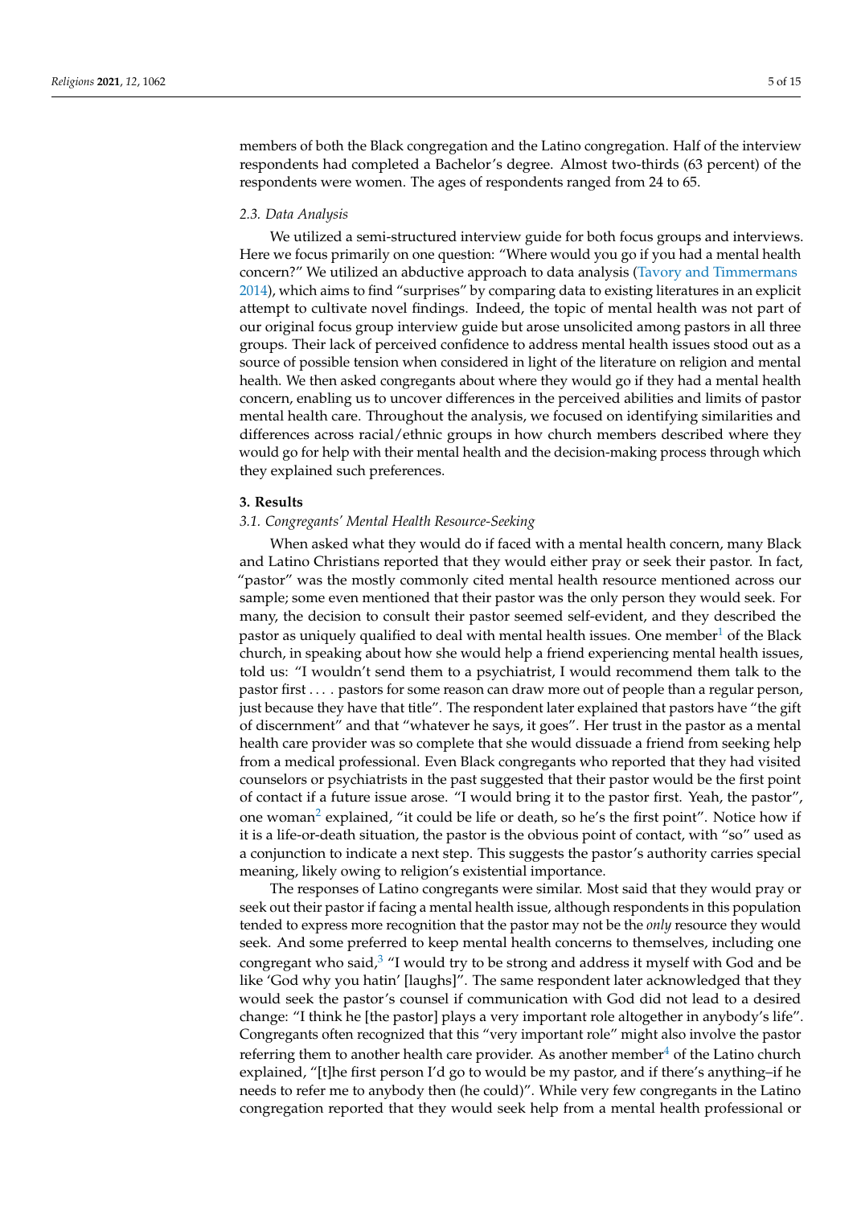members of both the Black congregation and the Latino congregation. Half of the interview respondents had completed a Bachelor's degree. Almost two-thirds (63 percent) of the respondents were women. The ages of respondents ranged from 24 to 65.

### 2.3. Data Analysis

We utilized a semi-structured interview guide for both focus groups and interviews. Here we focus primarily on one question: "Where would you go if you had a mental health concern?" We utilized an abductive approach to data analysis (Tavory and Timmermans 2014), which aims to find "surprises" by comparing data to existing literatures in an explicit attempt to cultivate novel findings. Indeed, the topic of mental health was not part of our original focus group interview guide but arose unsolicited among pastors in all three groups. Their lack of perceived confidence to address mental health issues stood out as a source of possible tension when considered in light of the literature on religion and mental health. We then asked congregants about where they would go if they had a mental health concern, enabling us to uncover differences in the perceived abilities and limits of pastor mental health care. Throughout the analysis, we focused on identifying similarities and differences across racial/ethnic groups in how church members described where they would go for help with their mental health and the decision-making process through which they explained such preferences.

## 3. Results

### 3.1. Congregants' Mental Health Resource-Seeking

When asked what they would do if faced with a mental health concern, many Black and Latino Christians reported that they would either pray or seek their pastor. In fact, "pastor" was the mostly commonly cited mental health resource mentioned across our sample; some even mentioned that their pastor was the only person they would seek. For many, the decision to consult their pastor seemed self-evident, and they described the pastor as uniquely qualified to deal with mental health issues. One member[1] of the Black church, in speaking about how she would help a friend experiencing mental health issues, told us: "I wouldn't send them to a psychiatrist, I would recommend them talk to the pastor first . . . . pastors for some reason can draw more out of people than a regular person, just because they have that title". The respondent later explained that pastors have "the gift of discernment" and that "whatever he says, it goes". Her trust in the pastor as a mental health care provider was so complete that she would dissuade a friend from seeking help from a medical professional. Even Black congregants who reported that they had visited counselors or psychiatrists in the past suggested that their pastor would be the first point of contact if a future issue arose. "I would bring it to the pastor first. Yeah, the pastor", one woman[2] explained, "it could be life or death, so he's the first point". Notice how if it is a life-or-death situation, the pastor is the obvious point of contact, with "so" used as a conjunction to indicate a next step. This suggests the pastor's authority carries special meaning, likely owing to religion's existential importance.

The responses of Latino congregants were similar. Most said that they would pray or seek out their pastor if facing a mental health issue, although respondents in this population tended to express more recognition that the pastor may not be the *only* resource they would seek. And some preferred to keep mental health concerns to themselves, including one congregant who said,[3] "I would try to be strong and address it myself with God and be like 'God why you hatin' [laughs]". The same respondent later acknowledged that they would seek the pastor's counsel if communication with God did not lead to a desired change: "I think he [the pastor] plays a very important role altogether in anybody's life". Congregants often recognized that this "very important role" might also involve the pastor referring them to another health care provider. As another member[4] of the Latino church explained, "[t]he first person I'd go to would be my pastor, and if there's anything–if he needs to refer me to anybody then (he could)". While very few congregants in the Latino congregation reported that they would seek help from a mental health professional or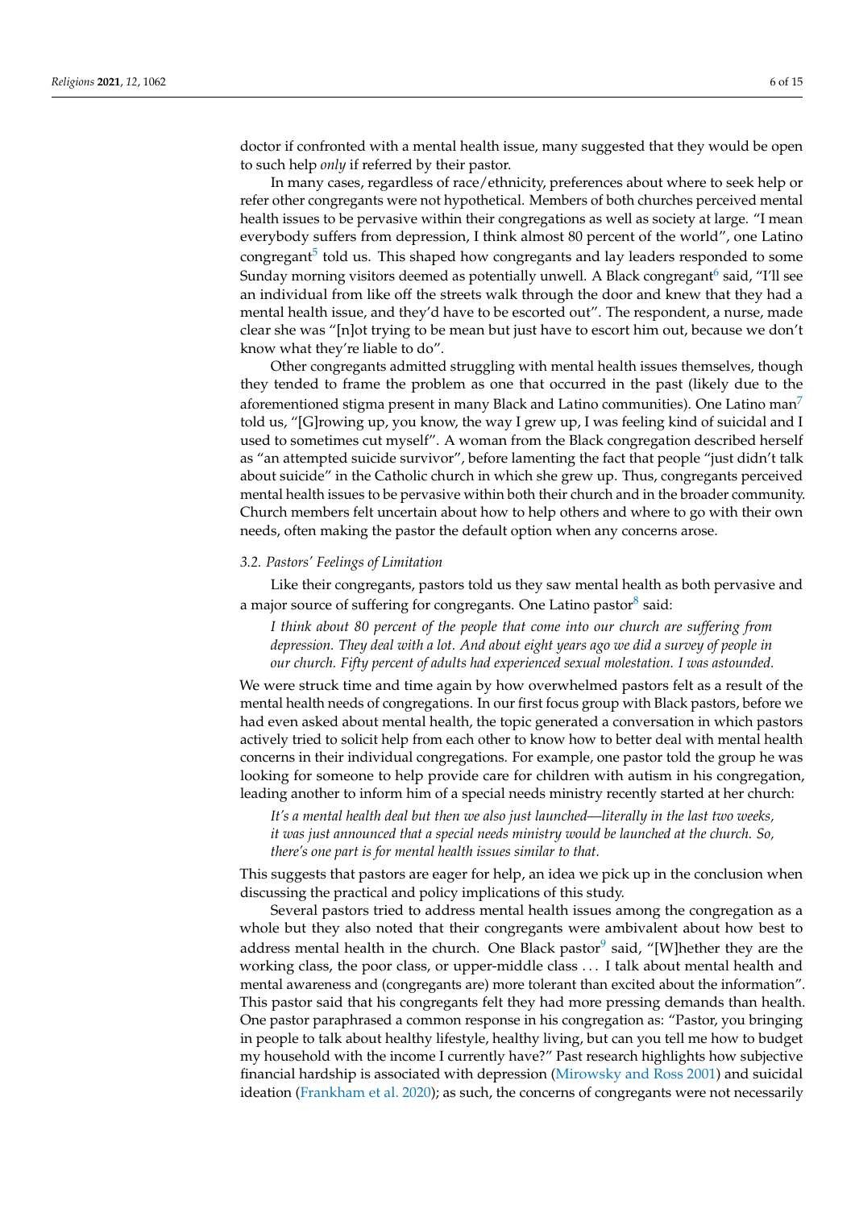doctor if confronted with a mental health issue, many suggested that they would be open to such help *only* if referred by their pastor.

In many cases, regardless of race/ethnicity, preferences about where to seek help or refer other congregants were not hypothetical. Members of both churches perceived mental health issues to be pervasive within their congregations as well as society at large. "I mean everybody suffers from depression, I think almost 80 percent of the world", one Latino congregant[5] told us. This shaped how congregants and lay leaders responded to some Sunday morning visitors deemed as potentially unwell. A Black congregant[6] said, "I'll see an individual from like off the streets walk through the door and knew that they had a mental health issue, and they'd have to be escorted out". The respondent, a nurse, made clear she was "[n]ot trying to be mean but just have to escort him out, because we don't know what they're liable to do".

Other congregants admitted struggling with mental health issues themselves, though they tended to frame the problem as one that occurred in the past (likely due to the aforementioned stigma present in many Black and Latino communities). One Latino man[7] told us, "[G]rowing up, you know, the way I grew up, I was feeling kind of suicidal and I used to sometimes cut myself". A woman from the Black congregation described herself as "an attempted suicide survivor", before lamenting the fact that people "just didn't talk about suicide" in the Catholic church in which she grew up. Thus, congregants perceived mental health issues to be pervasive within both their church and in the broader community. Church members felt uncertain about how to help others and where to go with their own needs, often making the pastor the default option when any concerns arose.

### 3.2. Pastors' Feelings of Limitation

Like their congregants, pastors told us they saw mental health as both pervasive and a major source of suffering for congregants. One Latino pastor[8] said:

> *I think about 80 percent of the people that come into our church are suffering from depression. They deal with a lot. And about eight years ago we did a survey of people in our church. Fifty percent of adults had experienced sexual molestation. I was astounded.*

We were struck time and time again by how overwhelmed pastors felt as a result of the mental health needs of congregations. In our first focus group with Black pastors, before we had even asked about mental health, the topic generated a conversation in which pastors actively tried to solicit help from each other to know how to better deal with mental health concerns in their individual congregations. For example, one pastor told the group he was looking for someone to help provide care for children with autism in his congregation, leading another to inform him of a special needs ministry recently started at her church:

> *It's a mental health deal but then we also just launched—literally in the last two weeks, it was just announced that a special needs ministry would be launched at the church. So, there's one part is for mental health issues similar to that.*

This suggests that pastors are eager for help, an idea we pick up in the conclusion when discussing the practical and policy implications of this study.

Several pastors tried to address mental health issues among the congregation as a whole but they also noted that their congregants were ambivalent about how best to address mental health in the church. One Black pastor[9] said, "[W]hether they are the working class, the poor class, or upper-middle class ... I talk about mental health and mental awareness and (congregants are) more tolerant than excited about the information". This pastor said that his congregants felt they had more pressing demands than health. One pastor paraphrased a common response in his congregation as: "Pastor, you bringing in people to talk about healthy lifestyle, healthy living, but can you tell me how to budget my household with the income I currently have?" Past research highlights how subjective financial hardship is associated with depression (Mirowsky and Ross 2001) and suicidal ideation (Frankham et al. 2020); as such, the concerns of congregants were not necessarily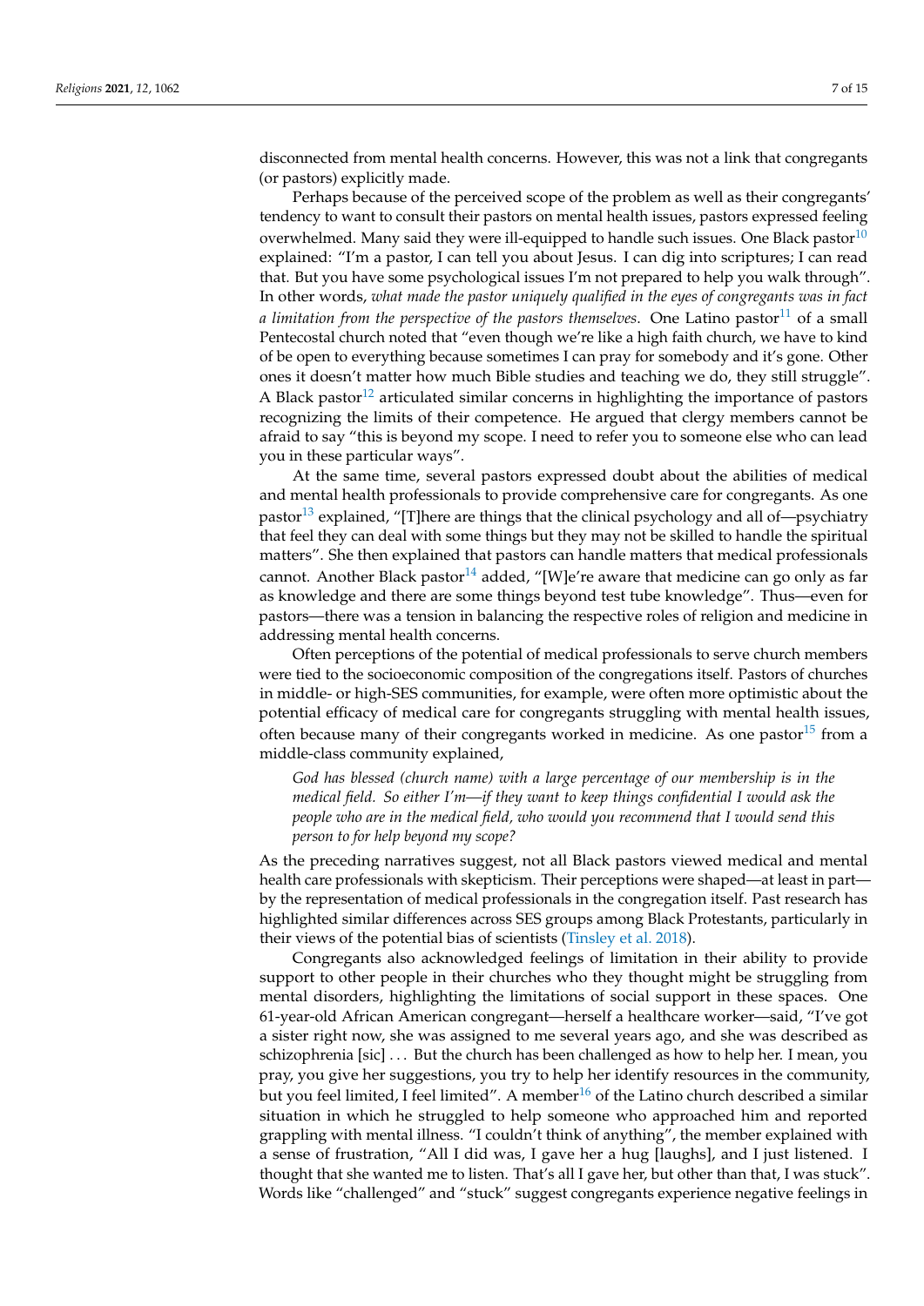disconnected from mental health concerns. However, this was not a link that congregants (or pastors) explicitly made.

Perhaps because of the perceived scope of the problem as well as their congregants' tendency to want to consult their pastors on mental health issues, pastors expressed feeling overwhelmed. Many said they were ill-equipped to handle such issues. One Black pastor[10] explained: "I'm a pastor, I can tell you about Jesus. I can dig into scriptures; I can read that. But you have some psychological issues I'm not prepared to help you walk through". In other words, *what made the pastor uniquely qualified in the eyes of congregants was in fact a limitation from the perspective of the pastors themselves*. One Latino pastor[11] of a small Pentecostal church noted that "even though we're like a high faith church, we have to kind of be open to everything because sometimes I can pray for somebody and it's gone. Other ones it doesn't matter how much Bible studies and teaching we do, they still struggle". A Black pastor[12] articulated similar concerns in highlighting the importance of pastors recognizing the limits of their competence. He argued that clergy members cannot be afraid to say "this is beyond my scope. I need to refer you to someone else who can lead you in these particular ways".

At the same time, several pastors expressed doubt about the abilities of medical and mental health professionals to provide comprehensive care for congregants. As one pastor[13] explained, "[T]here are things that the clinical psychology and all of—psychiatry that feel they can deal with some things but they may not be skilled to handle the spiritual matters". She then explained that pastors can handle matters that medical professionals cannot. Another Black pastor[14] added, "[W]e're aware that medicine can go only as far as knowledge and there are some things beyond test tube knowledge". Thus—even for pastors—there was a tension in balancing the respective roles of religion and medicine in addressing mental health concerns.

Often perceptions of the potential of medical professionals to serve church members were tied to the socioeconomic composition of the congregations itself. Pastors of churches in middle- or high-SES communities, for example, were often more optimistic about the potential efficacy of medical care for congregants struggling with mental health issues, often because many of their congregants worked in medicine. As one pastor[15] from a middle-class community explained,

> *God has blessed (church name) with a large percentage of our membership is in the medical field. So either I'm—if they want to keep things confidential I would ask the people who are in the medical field, who would you recommend that I would send this person to for help beyond my scope?*

As the preceding narratives suggest, not all Black pastors viewed medical and mental health care professionals with skepticism. Their perceptions were shaped—at least in part—by the representation of medical professionals in the congregation itself. Past research has highlighted similar differences across SES groups among Black Protestants, particularly in their views of the potential bias of scientists (Tinsley et al. 2018).

Congregants also acknowledged feelings of limitation in their ability to provide support to other people in their churches who they thought might be struggling from mental disorders, highlighting the limitations of social support in these spaces. One 61-year-old African American congregant—herself a healthcare worker—said, "I've got a sister right now, she was assigned to me several years ago, and she was described as schizophrenia [sic] ... But the church has been challenged as how to help her. I mean, you pray, you give her suggestions, you try to help her identify resources in the community, but you feel limited, I feel limited". A member[16] of the Latino church described a similar situation in which he struggled to help someone who approached him and reported grappling with mental illness. "I couldn't think of anything", the member explained with a sense of frustration, "All I did was, I gave her a hug [laughs], and I just listened. I thought that she wanted me to listen. That's all I gave her, but other than that, I was stuck". Words like "challenged" and "stuck" suggest congregants experience negative feelings in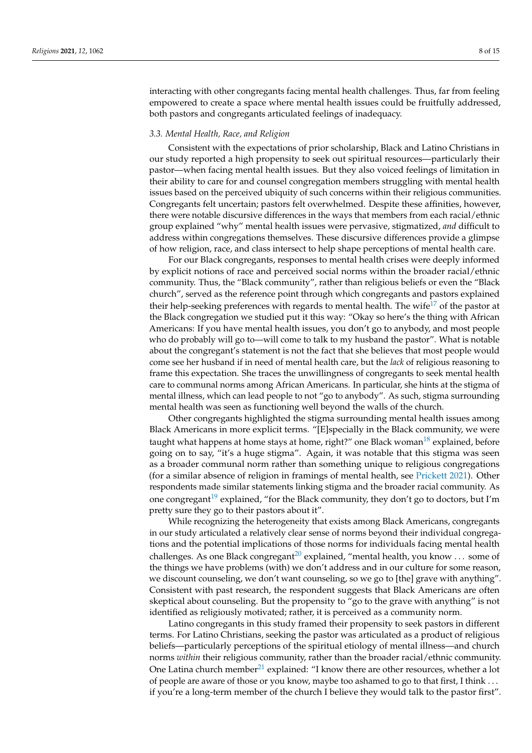interacting with other congregants facing mental health challenges. Thus, far from feeling empowered to create a space where mental health issues could be fruitfully addressed, both pastors and congregants articulated feelings of inadequacy.

### *3.3. Mental Health, Race, and Religion*

Consistent with the expectations of prior scholarship, Black and Latino Christians in our study reported a high propensity to seek out spiritual resources—particularly their pastor—when facing mental health issues. But they also voiced feelings of limitation in their ability to care for and counsel congregation members struggling with mental health issues based on the perceived ubiquity of such concerns within their religious communities. Congregants felt uncertain; pastors felt overwhelmed. Despite these affinities, however, there were notable discursive differences in the ways that members from each racial/ethnic group explained "why" mental health issues were pervasive, stigmatized, *and* difficult to address within congregations themselves. These discursive differences provide a glimpse of how religion, race, and class intersect to help shape perceptions of mental health care.

For our Black congregants, responses to mental health crises were deeply informed by explicit notions of race and perceived social norms within the broader racial/ethnic community. Thus, the "Black community", rather than religious beliefs or even the "Black church", served as the reference point through which congregants and pastors explained their help-seeking preferences with regards to mental health. The wife[17] of the pastor at the Black congregation we studied put it this way: "Okay so here's the thing with African Americans: If you have mental health issues, you don't go to anybody, and most people who do probably will go to—will come to talk to my husband the pastor". What is notable about the congregant's statement is not the fact that she believes that most people would come see her husband if in need of mental health care, but the *lack* of religious reasoning to frame this expectation. She traces the unwillingness of congregants to seek mental health care to communal norms among African Americans. In particular, she hints at the stigma of mental illness, which can lead people to not "go to anybody". As such, stigma surrounding mental health was seen as functioning well beyond the walls of the church.

Other congregants highlighted the stigma surrounding mental health issues among Black Americans in more explicit terms. "[E]specially in the Black community, we were taught what happens at home stays at home, right?" one Black woman[18] explained, before going on to say, "it's a huge stigma". Again, it was notable that this stigma was seen as a broader communal norm rather than something unique to religious congregations (for a similar absence of religion in framings of mental health, see Prickett 2021). Other respondents made similar statements linking stigma and the broader racial community. As one congregant[19] explained, "for the Black community, they don't go to doctors, but I'm pretty sure they go to their pastors about it".

While recognizing the heterogeneity that exists among Black Americans, congregants in our study articulated a relatively clear sense of norms beyond their individual congregations and the potential implications of those norms for individuals facing mental health challenges. As one Black congregant[20] explained, "mental health, you know ... some of the things we have problems (with) we don't address and in our culture for some reason, we discount counseling, we don't want counseling, so we go to [the] grave with anything". Consistent with past research, the respondent suggests that Black Americans are often skeptical about counseling. But the propensity to "go to the grave with anything" is not identified as religiously motivated; rather, it is perceived as a community norm.

Latino congregants in this study framed their propensity to seek pastors in different terms. For Latino Christians, seeking the pastor was articulated as a product of religious beliefs—particularly perceptions of the spiritual etiology of mental illness—and church norms *within* their religious community, rather than the broader racial/ethnic community. One Latina church member[21] explained: "I know there are other resources, whether a lot of people are aware of those or you know, maybe too ashamed to go to that first, I think ... if you're a long-term member of the church I believe they would talk to the pastor first".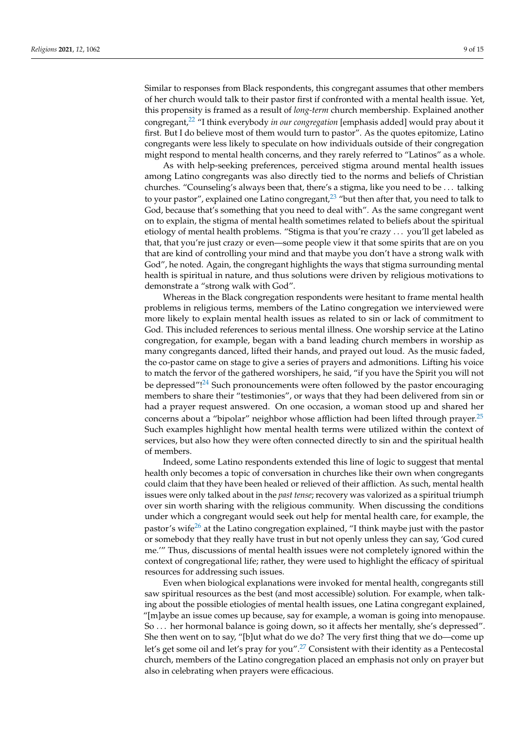Similar to responses from Black respondents, this congregant assumes that other members of her church would talk to their pastor first if confronted with a mental health issue. Yet, this propensity is framed as a result of *long-term* church membership. Explained another congregant,[22] "I think everybody *in our congregation* [emphasis added] would pray about it first. But I do believe most of them would turn to pastor". As the quotes epitomize, Latino congregants were less likely to speculate on how individuals outside of their congregation might respond to mental health concerns, and they rarely referred to "Latinos" as a whole.

As with help-seeking preferences, perceived stigma around mental health issues among Latino congregants was also directly tied to the norms and beliefs of Christian churches. "Counseling's always been that, there's a stigma, like you need to be ... talking to your pastor", explained one Latino congregant,[23] "but then after that, you need to talk to God, because that's something that you need to deal with". As the same congregant went on to explain, the stigma of mental health sometimes related to beliefs about the spiritual etiology of mental health problems. "Stigma is that you're crazy ... you'll get labeled as that, that you're just crazy or even—some people view it that some spirits that are on you that are kind of controlling your mind and that maybe you don't have a strong walk with God", he noted. Again, the congregant highlights the ways that stigma surrounding mental health is spiritual in nature, and thus solutions were driven by religious motivations to demonstrate a "strong walk with God".

Whereas in the Black congregation respondents were hesitant to frame mental health problems in religious terms, members of the Latino congregation we interviewed were more likely to explain mental health issues as related to sin or lack of commitment to God. This included references to serious mental illness. One worship service at the Latino congregation, for example, began with a band leading church members in worship as many congregants danced, lifted their hands, and prayed out loud. As the music faded, the co-pastor came on stage to give a series of prayers and admonitions. Lifting his voice to match the fervor of the gathered worshipers, he said, "if you have the Spirit you will not be depressed"![24] Such pronouncements were often followed by the pastor encouraging members to share their "testimonies", or ways that they had been delivered from sin or had a prayer request answered. On one occasion, a woman stood up and shared her concerns about a "bipolar" neighbor whose affliction had been lifted through prayer.[25] Such examples highlight how mental health terms were utilized within the context of services, but also how they were often connected directly to sin and the spiritual health of members.

Indeed, some Latino respondents extended this line of logic to suggest that mental health only becomes a topic of conversation in churches like their own when congregants could claim that they have been healed or relieved of their affliction. As such, mental health issues were only talked about in the *past tense*; recovery was valorized as a spiritual triumph over sin worth sharing with the religious community. When discussing the conditions under which a congregant would seek out help for mental health care, for example, the pastor's wife[26] at the Latino congregation explained, "I think maybe just with the pastor or somebody that they really have trust in but not openly unless they can say, 'God cured me.'" Thus, discussions of mental health issues were not completely ignored within the context of congregational life; rather, they were used to highlight the efficacy of spiritual resources for addressing such issues.

Even when biological explanations were invoked for mental health, congregants still saw spiritual resources as the best (and most accessible) solution. For example, when talking about the possible etiologies of mental health issues, one Latina congregant explained, "[m]aybe an issue comes up because, say for example, a woman is going into menopause. So ... her hormonal balance is going down, so it affects her mentally, she's depressed". She then went on to say, "[b]ut what do we do? The very first thing that we do—come up let's get some oil and let's pray for you".[27] Consistent with their identity as a Pentecostal church, members of the Latino congregation placed an emphasis not only on prayer but also in celebrating when prayers were efficacious.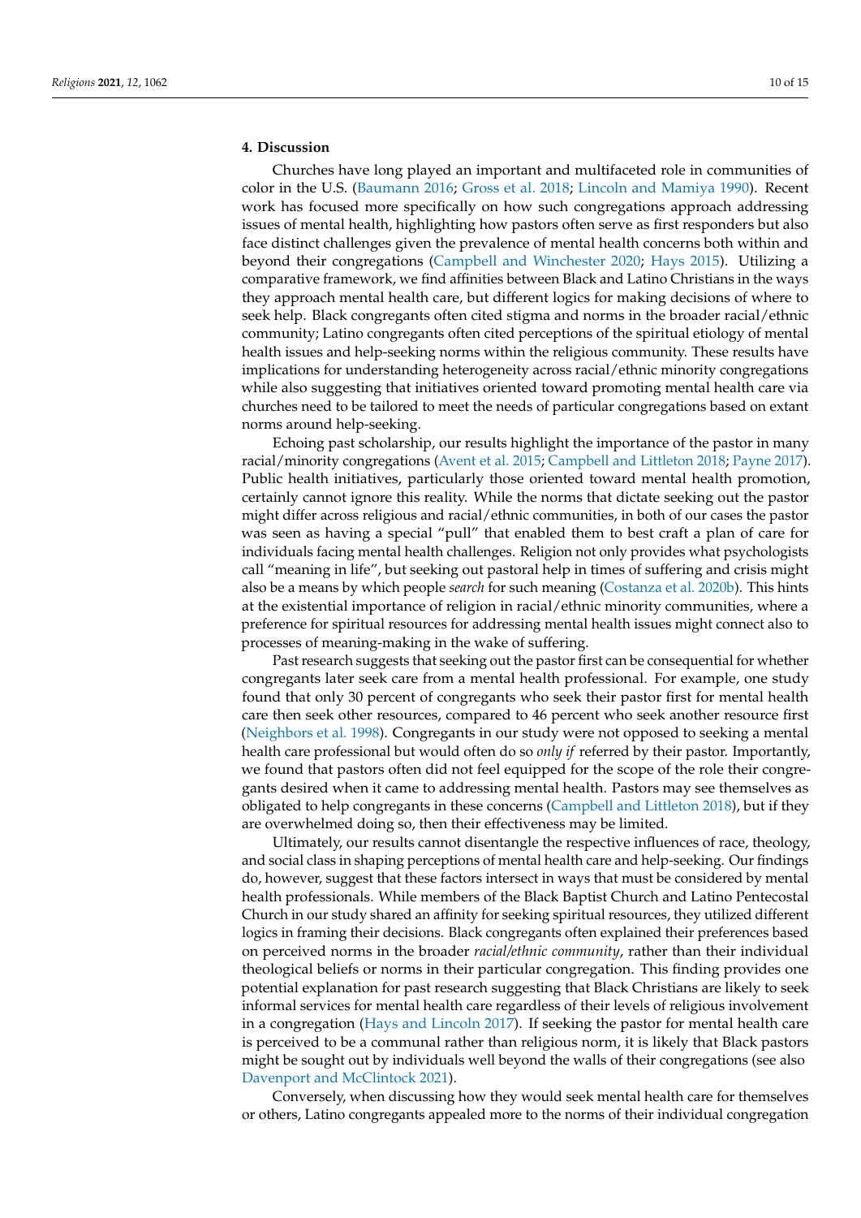## 4. Discussion

Churches have long played an important and multifaceted role in communities of color in the U.S. (Baumann 2016; Gross et al. 2018; Lincoln and Mamiya 1990). Recent work has focused more specifically on how such congregations approach addressing issues of mental health, highlighting how pastors often serve as first responders but also face distinct challenges given the prevalence of mental health concerns both within and beyond their congregations (Campbell and Winchester 2020; Hays 2015). Utilizing a comparative framework, we find affinities between Black and Latino Christians in the ways they approach mental health care, but different logics for making decisions of where to seek help. Black congregants often cited stigma and norms in the broader racial/ethnic community; Latino congregants often cited perceptions of the spiritual etiology of mental health issues and help-seeking norms within the religious community. These results have implications for understanding heterogeneity across racial/ethnic minority congregations while also suggesting that initiatives oriented toward promoting mental health care via churches need to be tailored to meet the needs of particular congregations based on extant norms around help-seeking.

Echoing past scholarship, our results highlight the importance of the pastor in many racial/minority congregations (Avent et al. 2015; Campbell and Littleton 2018; Payne 2017). Public health initiatives, particularly those oriented toward mental health promotion, certainly cannot ignore this reality. While the norms that dictate seeking out the pastor might differ across religious and racial/ethnic communities, in both of our cases the pastor was seen as having a special "pull" that enabled them to best craft a plan of care for individuals facing mental health challenges. Religion not only provides what psychologists call "meaning in life", but seeking out pastoral help in times of suffering and crisis might also be a means by which people *search* for such meaning (Costanza et al. 2020b). This hints at the existential importance of religion in racial/ethnic minority communities, where a preference for spiritual resources for addressing mental health issues might connect also to processes of meaning-making in the wake of suffering.

Past research suggests that seeking out the pastor first can be consequential for whether congregants later seek care from a mental health professional. For example, one study found that only 30 percent of congregants who seek their pastor first for mental health care then seek other resources, compared to 46 percent who seek another resource first (Neighbors et al. 1998). Congregants in our study were not opposed to seeking a mental health care professional but would often do so *only if* referred by their pastor. Importantly, we found that pastors often did not feel equipped for the scope of the role their congregants desired when it came to addressing mental health. Pastors may see themselves as obligated to help congregants in these concerns (Campbell and Littleton 2018), but if they are overwhelmed doing so, then their effectiveness may be limited.

Ultimately, our results cannot disentangle the respective influences of race, theology, and social class in shaping perceptions of mental health care and help-seeking. Our findings do, however, suggest that these factors intersect in ways that must be considered by mental health professionals. While members of the Black Baptist Church and Latino Pentecostal Church in our study shared an affinity for seeking spiritual resources, they utilized different logics in framing their decisions. Black congregants often explained their preferences based on perceived norms in the broader *racial/ethnic community*, rather than their individual theological beliefs or norms in their particular congregation. This finding provides one potential explanation for past research suggesting that Black Christians are likely to seek informal services for mental health care regardless of their levels of religious involvement in a congregation (Hays and Lincoln 2017). If seeking the pastor for mental health care is perceived to be a communal rather than religious norm, it is likely that Black pastors might be sought out by individuals well beyond the walls of their congregations (see also Davenport and McClintock 2021).

Conversely, when discussing how they would seek mental health care for themselves or others, Latino congregants appealed more to the norms of their individual congregation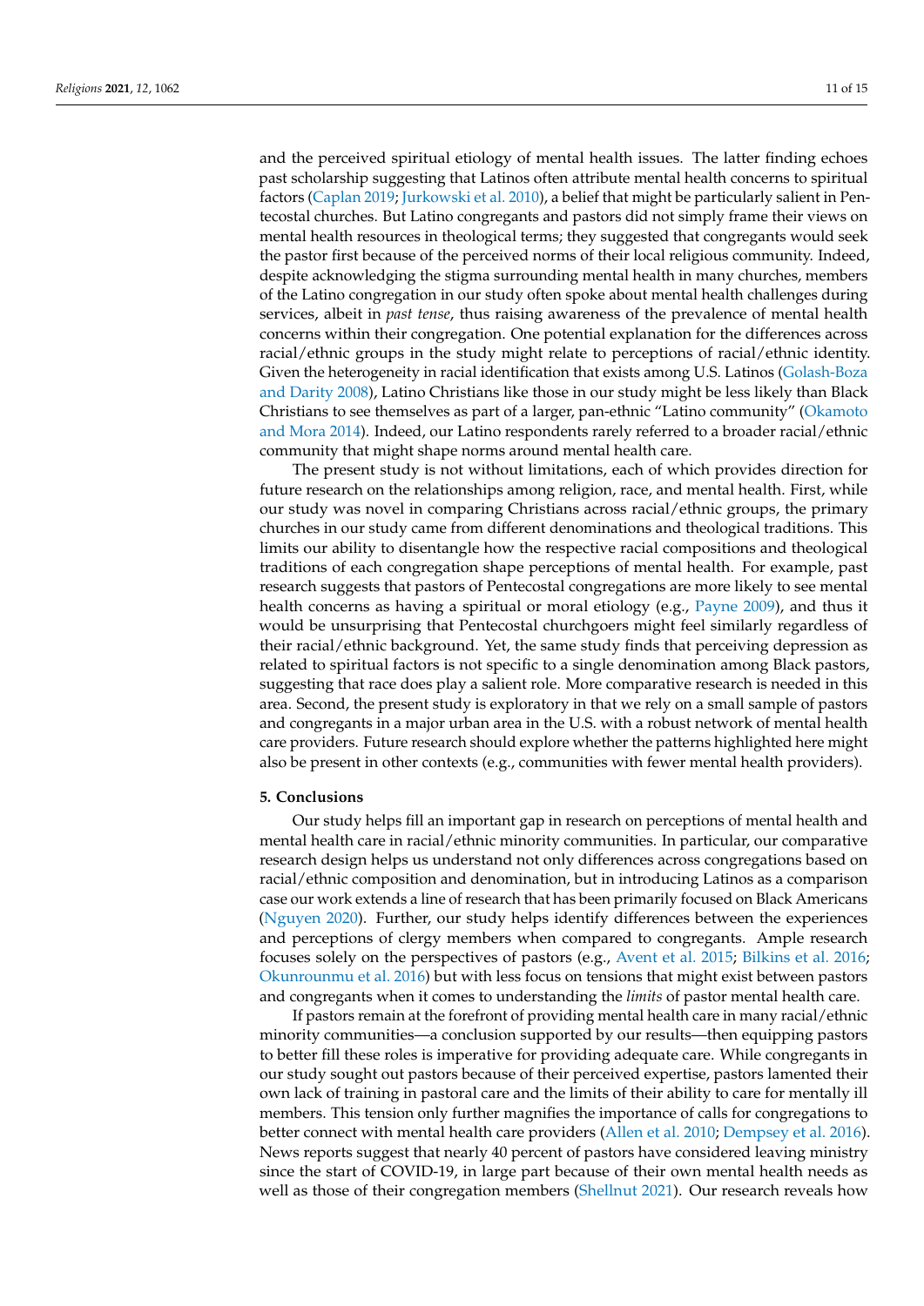and the perceived spiritual etiology of mental health issues. The latter finding echoes past scholarship suggesting that Latinos often attribute mental health concerns to spiritual factors (Caplan 2019; Jurkowski et al. 2010), a belief that might be particularly salient in Pentecostal churches. But Latino congregants and pastors did not simply frame their views on mental health resources in theological terms; they suggested that congregants would seek the pastor first because of the perceived norms of their local religious community. Indeed, despite acknowledging the stigma surrounding mental health in many churches, members of the Latino congregation in our study often spoke about mental health challenges during services, albeit in *past tense*, thus raising awareness of the prevalence of mental health concerns within their congregation. One potential explanation for the differences across racial/ethnic groups in the study might relate to perceptions of racial/ethnic identity. Given the heterogeneity in racial identification that exists among U.S. Latinos (Golash-Boza and Darity 2008), Latino Christians like those in our study might be less likely than Black Christians to see themselves as part of a larger, pan-ethnic "Latino community" (Okamoto and Mora 2014). Indeed, our Latino respondents rarely referred to a broader racial/ethnic community that might shape norms around mental health care.

The present study is not without limitations, each of which provides direction for future research on the relationships among religion, race, and mental health. First, while our study was novel in comparing Christians across racial/ethnic groups, the primary churches in our study came from different denominations and theological traditions. This limits our ability to disentangle how the respective racial compositions and theological traditions of each congregation shape perceptions of mental health. For example, past research suggests that pastors of Pentecostal congregations are more likely to see mental health concerns as having a spiritual or moral etiology (e.g., Payne 2009), and thus it would be unsurprising that Pentecostal churchgoers might feel similarly regardless of their racial/ethnic background. Yet, the same study finds that perceiving depression as related to spiritual factors is not specific to a single denomination among Black pastors, suggesting that race does play a salient role. More comparative research is needed in this area. Second, the present study is exploratory in that we rely on a small sample of pastors and congregants in a major urban area in the U.S. with a robust network of mental health care providers. Future research should explore whether the patterns highlighted here might also be present in other contexts (e.g., communities with fewer mental health providers).

## 5. Conclusions

Our study helps fill an important gap in research on perceptions of mental health and mental health care in racial/ethnic minority communities. In particular, our comparative research design helps us understand not only differences across congregations based on racial/ethnic composition and denomination, but in introducing Latinos as a comparison case our work extends a line of research that has been primarily focused on Black Americans (Nguyen 2020). Further, our study helps identify differences between the experiences and perceptions of clergy members when compared to congregants. Ample research focuses solely on the perspectives of pastors (e.g., Avent et al. 2015; Bilkins et al. 2016; Okunrounmu et al. 2016) but with less focus on tensions that might exist between pastors and congregants when it comes to understanding the *limits* of pastor mental health care.

If pastors remain at the forefront of providing mental health care in many racial/ethnic minority communities—a conclusion supported by our results—then equipping pastors to better fill these roles is imperative for providing adequate care. While congregants in our study sought out pastors because of their perceived expertise, pastors lamented their own lack of training in pastoral care and the limits of their ability to care for mentally ill members. This tension only further magnifies the importance of calls for congregations to better connect with mental health care providers (Allen et al. 2010; Dempsey et al. 2016). News reports suggest that nearly 40 percent of pastors have considered leaving ministry since the start of COVID-19, in large part because of their own mental health needs as well as those of their congregation members (Shellnut 2021). Our research reveals how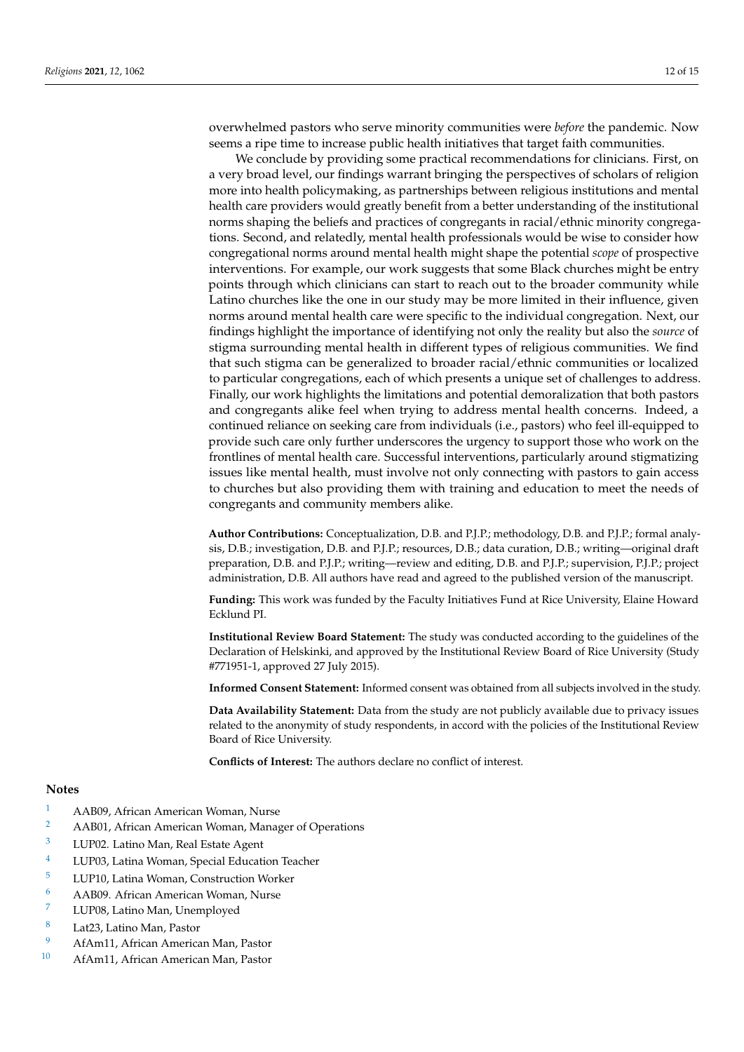overwhelmed pastors who serve minority communities were *before* the pandemic. Now seems a ripe time to increase public health initiatives that target faith communities.

We conclude by providing some practical recommendations for clinicians. First, on a very broad level, our findings warrant bringing the perspectives of scholars of religion more into health policymaking, as partnerships between religious institutions and mental health care providers would greatly benefit from a better understanding of the institutional norms shaping the beliefs and practices of congregants in racial/ethnic minority congregations. Second, and relatedly, mental health professionals would be wise to consider how congregational norms around mental health might shape the potential *scope* of prospective interventions. For example, our work suggests that some Black churches might be entry points through which clinicians can start to reach out to the broader community while Latino churches like the one in our study may be more limited in their influence, given norms around mental health care were specific to the individual congregation. Next, our findings highlight the importance of identifying not only the reality but also the *source* of stigma surrounding mental health in different types of religious communities. We find that such stigma can be generalized to broader racial/ethnic communities or localized to particular congregations, each of which presents a unique set of challenges to address. Finally, our work highlights the limitations and potential demoralization that both pastors and congregants alike feel when trying to address mental health concerns. Indeed, a continued reliance on seeking care from individuals (i.e., pastors) who feel ill-equipped to provide such care only further underscores the urgency to support those who work on the frontlines of mental health care. Successful interventions, particularly around stigmatizing issues like mental health, must involve not only connecting with pastors to gain access to churches but also providing them with training and education to meet the needs of congregants and community members alike.

**Author Contributions:** Conceptualization, D.B. and P.J.P.; methodology, D.B. and P.J.P.; formal analysis, D.B.; investigation, D.B. and P.J.P.; resources, D.B.; data curation, D.B.; writing—original draft preparation, D.B. and P.J.P.; writing—review and editing, D.B. and P.J.P.; supervision, P.J.P.; project administration, D.B. All authors have read and agreed to the published version of the manuscript.

**Funding:** This work was funded by the Faculty Initiatives Fund at Rice University, Elaine Howard Ecklund PI.

**Institutional Review Board Statement:** The study was conducted according to the guidelines of the Declaration of Helskinki, and approved by the Institutional Review Board of Rice University (Study #771951-1, approved 27 July 2015).

**Informed Consent Statement:** Informed consent was obtained from all subjects involved in the study.

**Data Availability Statement:** Data from the study are not publicly available due to privacy issues related to the anonymity of study respondents, in accord with the policies of the Institutional Review Board of Rice University.

**Conflicts of Interest:** The authors declare no conflict of interest.

## Notes

1. AAB09, African American Woman, Nurse
2. AAB01, African American Woman, Manager of Operations
3. LUP02. Latino Man, Real Estate Agent
4. LUP03, Latina Woman, Special Education Teacher
5. LUP10, Latina Woman, Construction Worker
6. AAB09. African American Woman, Nurse
7. LUP08, Latino Man, Unemployed
8. Lat23, Latino Man, Pastor
9. AfAm11, African American Man, Pastor
10. AfAm11, African American Man, Pastor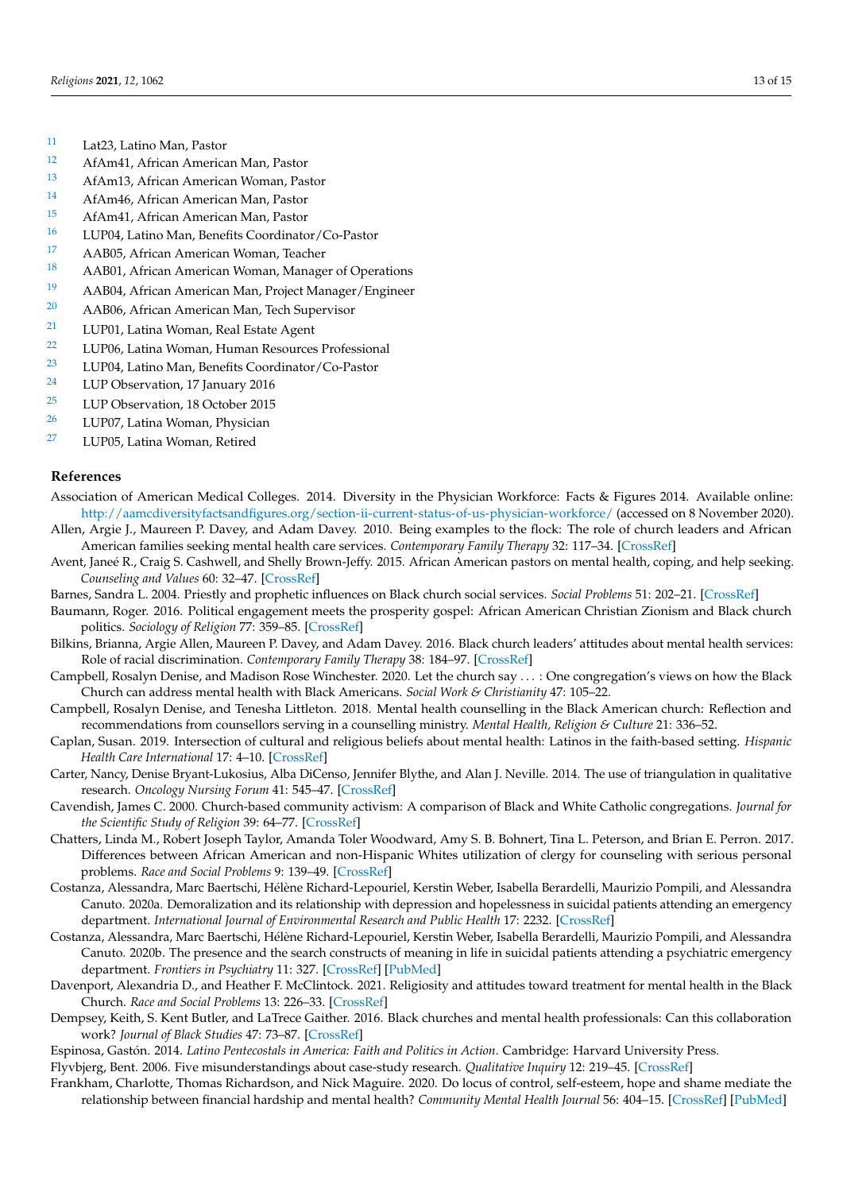[11] Lat23, Latino Man, Pastor

[12] AfAm41, African American Man, Pastor

[13] AfAm13, African American Woman, Pastor

[14] AfAm46, African American Man, Pastor

[15] AfAm41, African American Man, Pastor

[16] LUP04, Latino Man, Benefits Coordinator/Co-Pastor

[17] AAB05, African American Woman, Teacher

[18] AAB01, African American Woman, Manager of Operations

[19] AAB04, African American Man, Project Manager/Engineer

[20] AAB06, African American Man, Tech Supervisor

[21] LUP01, Latina Woman, Real Estate Agent

[22] LUP06, Latina Woman, Human Resources Professional

[23] LUP04, Latino Man, Benefits Coordinator/Co-Pastor

[24] LUP Observation, 17 January 2016

[25] LUP Observation, 18 October 2015

[26] LUP07, Latina Woman, Physician

[27] LUP05, Latina Woman, Retired

## References

Association of American Medical Colleges. 2014. Diversity in the Physician Workforce: Facts & Figures 2014. Available online: http://aamcdiversityfactsandfigures.org/section-ii-current-status-of-us-physician-workforce/ (accessed on 8 November 2020).

Allen, Argie J., Maureen P. Davey, and Adam Davey. 2010. Being examples to the flock: The role of church leaders and African American families seeking mental health care services. *Contemporary Family Therapy* 32: 117–34. [CrossRef]

Avent, Janeé R., Craig S. Cashwell, and Shelly Brown-Jeffy. 2015. African American pastors on mental health, coping, and help seeking. *Counseling and Values* 60: 32–47. [CrossRef]

Barnes, Sandra L. 2004. Priestly and prophetic influences on Black church social services. *Social Problems* 51: 202–21. [CrossRef]

Baumann, Roger. 2016. Political engagement meets the prosperity gospel: African American Christian Zionism and Black church politics. *Sociology of Religion* 77: 359–85. [CrossRef]

Bilkins, Brianna, Argie Allen, Maureen P. Davey, and Adam Davey. 2016. Black church leaders' attitudes about mental health services: Role of racial discrimination. *Contemporary Family Therapy* 38: 184–97. [CrossRef]

Campbell, Rosalyn Denise, and Madison Rose Winchester. 2020. Let the church say . . . : One congregation's views on how the Black Church can address mental health with Black Americans. *Social Work & Christianity* 47: 105–22.

Campbell, Rosalyn Denise, and Tenesha Littleton. 2018. Mental health counselling in the Black American church: Reflection and recommendations from counsellors serving in a counselling ministry. *Mental Health, Religion & Culture* 21: 336–52.

Caplan, Susan. 2019. Intersection of cultural and religious beliefs about mental health: Latinos in the faith-based setting. *Hispanic Health Care International* 17: 4–10. [CrossRef]

Carter, Nancy, Denise Bryant-Lukosius, Alba DiCenso, Jennifer Blythe, and Alan J. Neville. 2014. The use of triangulation in qualitative research. *Oncology Nursing Forum* 41: 545–47. [CrossRef]

Cavendish, James C. 2000. Church-based community activism: A comparison of Black and White Catholic congregations. *Journal for the Scientific Study of Religion* 39: 64–77. [CrossRef]

Chatters, Linda M., Robert Joseph Taylor, Amanda Toler Woodward, Amy S. B. Bohnert, Tina L. Peterson, and Brian E. Perron. 2017. Differences between African American and non-Hispanic Whites utilization of clergy for counseling with serious personal problems. *Race and Social Problems* 9: 139–49. [CrossRef]

Costanza, Alessandra, Marc Baertschi, Hélène Richard-Lepouriel, Kerstin Weber, Isabella Berardelli, Maurizio Pompili, and Alessandra Canuto. 2020a. Demoralization and its relationship with depression and hopelessness in suicidal patients attending an emergency department. *International Journal of Environmental Research and Public Health* 17: 2232. [CrossRef]

Costanza, Alessandra, Marc Baertschi, Hélène Richard-Lepouriel, Kerstin Weber, Isabella Berardelli, Maurizio Pompili, and Alessandra Canuto. 2020b. The presence and the search constructs of meaning in life in suicidal patients attending a psychiatric emergency department. *Frontiers in Psychiatry* 11: 327. [CrossRef] [PubMed]

Davenport, Alexandria D., and Heather F. McClintock. 2021. Religiosity and attitudes toward treatment for mental health in the Black Church. *Race and Social Problems* 13: 226–33. [CrossRef]

Dempsey, Keith, S. Kent Butler, and LaTrece Gaither. 2016. Black churches and mental health professionals: Can this collaboration work? *Journal of Black Studies* 47: 73–87. [CrossRef]

Espinosa, Gastón. 2014. *Latino Pentecostals in America: Faith and Politics in Action*. Cambridge: Harvard University Press.

Flyvbjerg, Bent. 2006. Five misunderstandings about case-study research. *Qualitative Inquiry* 12: 219–45. [CrossRef]

Frankham, Charlotte, Thomas Richardson, and Nick Maguire. 2020. Do locus of control, self-esteem, hope and shame mediate the relationship between financial hardship and mental health? *Community Mental Health Journal* 56: 404–15. [CrossRef] [PubMed]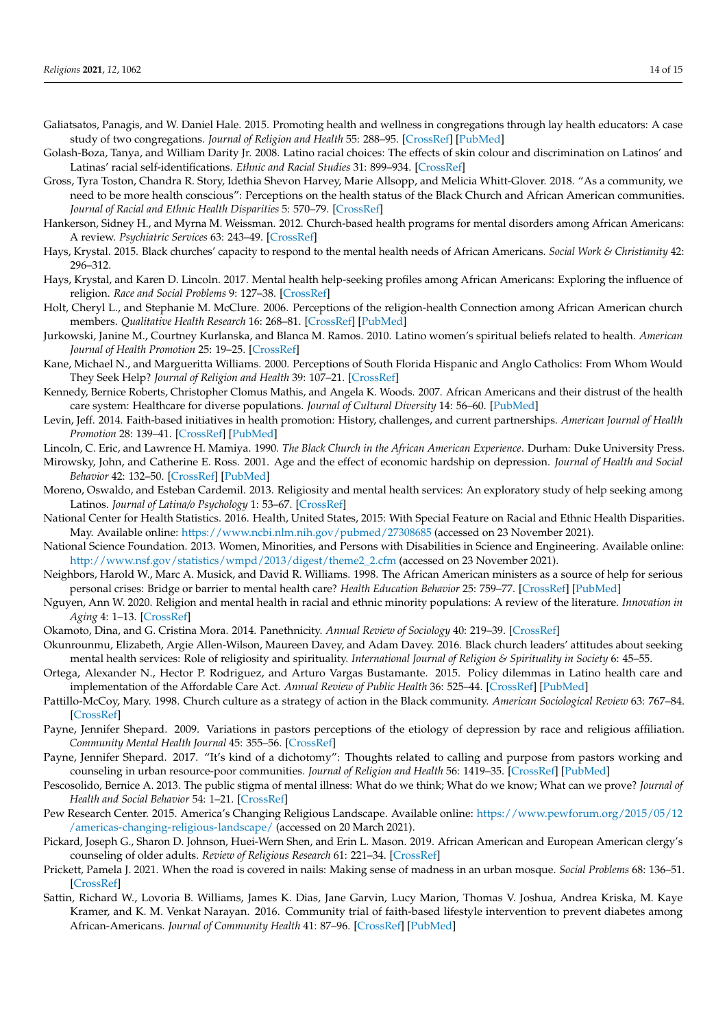Galiatsatos, Panagis, and W. Daniel Hale. 2015. Promoting health and wellness in congregations through lay health educators: A case study of two congregations. *Journal of Religion and Health* 55: 288–95. [CrossRef] [PubMed]

Golash-Boza, Tanya, and William Darity Jr. 2008. Latino racial choices: The effects of skin colour and discrimination on Latinos' and Latinas' racial self-identifications. *Ethnic and Racial Studies* 31: 899–934. [CrossRef]

Gross, Tyra Toston, Chandra R. Story, Idethia Shevon Harvey, Marie Allsopp, and Melicia Whitt-Glover. 2018. "As a community, we need to be more health conscious": Perceptions on the health status of the Black Church and African American communities. *Journal of Racial and Ethnic Health Disparities* 5: 570–79. [CrossRef]

Hankerson, Sidney H., and Myrna M. Weissman. 2012. Church-based health programs for mental disorders among African Americans: A review. *Psychiatric Services* 63: 243–49. [CrossRef]

Hays, Krystal. 2015. Black churches' capacity to respond to the mental health needs of African Americans. *Social Work & Christianity* 42: 296–312.

Hays, Krystal, and Karen D. Lincoln. 2017. Mental health help-seeking profiles among African Americans: Exploring the influence of religion. *Race and Social Problems* 9: 127–38. [CrossRef]

Holt, Cheryl L., and Stephanie M. McClure. 2006. Perceptions of the religion-health Connection among African American church members. *Qualitative Health Research* 16: 268–81. [CrossRef] [PubMed]

Jurkowski, Janine M., Courtney Kurlanska, and Blanca M. Ramos. 2010. Latino women's spiritual beliefs related to health. *American Journal of Health Promotion* 25: 19–25. [CrossRef]

Kane, Michael N., and Margueritta Williams. 2000. Perceptions of South Florida Hispanic and Anglo Catholics: From Whom Would They Seek Help? *Journal of Religion and Health* 39: 107–21. [CrossRef]

Kennedy, Bernice Roberts, Christopher Clomus Mathis, and Angela K. Woods. 2007. African Americans and their distrust of the health care system: Healthcare for diverse populations. *Journal of Cultural Diversity* 14: 56–60. [PubMed]

Levin, Jeff. 2014. Faith-based initiatives in health promotion: History, challenges, and current partnerships. *American Journal of Health Promotion* 28: 139–41. [CrossRef] [PubMed]

Lincoln, C. Eric, and Lawrence H. Mamiya. 1990. *The Black Church in the African American Experience*. Durham: Duke University Press.

Mirowsky, John, and Catherine E. Ross. 2001. Age and the effect of economic hardship on depression. *Journal of Health and Social Behavior* 42: 132–50. [CrossRef] [PubMed]

Moreno, Oswaldo, and Esteban Cardemil. 2013. Religiosity and mental health services: An exploratory study of help seeking among Latinos. *Journal of Latina/o Psychology* 1: 53–67. [CrossRef]

National Center for Health Statistics. 2016. Health, United States, 2015: With Special Feature on Racial and Ethnic Health Disparities. May. Available online: https://www.ncbi.nlm.nih.gov/pubmed/27308685 (accessed on 23 November 2021).

National Science Foundation. 2013. Women, Minorities, and Persons with Disabilities in Science and Engineering. Available online: http://www.nsf.gov/statistics/wmpd/2013/digest/theme2_2.cfm (accessed on 23 November 2021).

Neighbors, Harold W., Marc A. Musick, and David R. Williams. 1998. The African American ministers as a source of help for serious personal crises: Bridge or barrier to mental health care? *Health Education Behavior* 25: 759–77. [CrossRef] [PubMed]

Nguyen, Ann W. 2020. Religion and mental health in racial and ethnic minority populations: A review of the literature. *Innovation in Aging* 4: 1–13. [CrossRef]

Okamoto, Dina, and G. Cristina Mora. 2014. Panethnicity. *Annual Review of Sociology* 40: 219–39. [CrossRef]

Okunrounmu, Elizabeth, Argie Allen-Wilson, Maureen Davey, and Adam Davey. 2016. Black church leaders' attitudes about seeking mental health services: Role of religiosity and spirituality. *International Journal of Religion & Spirituality in Society* 6: 45–55.

Ortega, Alexander N., Hector P. Rodriguez, and Arturo Vargas Bustamante. 2015. Policy dilemmas in Latino health care and implementation of the Affordable Care Act. *Annual Review of Public Health* 36: 525–44. [CrossRef] [PubMed]

Pattillo-McCoy, Mary. 1998. Church culture as a strategy of action in the Black community. *American Sociological Review* 63: 767–84. [CrossRef]

Payne, Jennifer Shepard. 2009. Variations in pastors perceptions of the etiology of depression by race and religious affiliation. *Community Mental Health Journal* 45: 355–56. [CrossRef]

Payne, Jennifer Shepard. 2017. "It's kind of a dichotomy": Thoughts related to calling and purpose from pastors working and counseling in urban resource-poor communities. *Journal of Religion and Health* 56: 1419–35. [CrossRef] [PubMed]

Pescosolido, Bernice A. 2013. The public stigma of mental illness: What do we think; What do we know; What can we prove? *Journal of Health and Social Behavior* 54: 1–21. [CrossRef]

Pew Research Center. 2015. America's Changing Religious Landscape. Available online: https://www.pewforum.org/2015/05/12/americas-changing-religious-landscape/ (accessed on 20 March 2021).

Pickard, Joseph G., Sharon D. Johnson, Huei-Wern Shen, and Erin L. Mason. 2019. African American and European American clergy's counseling of older adults. *Review of Religious Research* 61: 221–34. [CrossRef]

Prickett, Pamela J. 2021. When the road is covered in nails: Making sense of madness in an urban mosque. *Social Problems* 68: 136–51. [CrossRef]

Sattin, Richard W., Lovoria B. Williams, James K. Dias, Jane Garvin, Lucy Marion, Thomas V. Joshua, Andrea Kriska, M. Kaye Kramer, and K. M. Venkat Narayan. 2016. Community trial of faith-based lifestyle intervention to prevent diabetes among African-Americans. *Journal of Community Health* 41: 87–96. [CrossRef] [PubMed]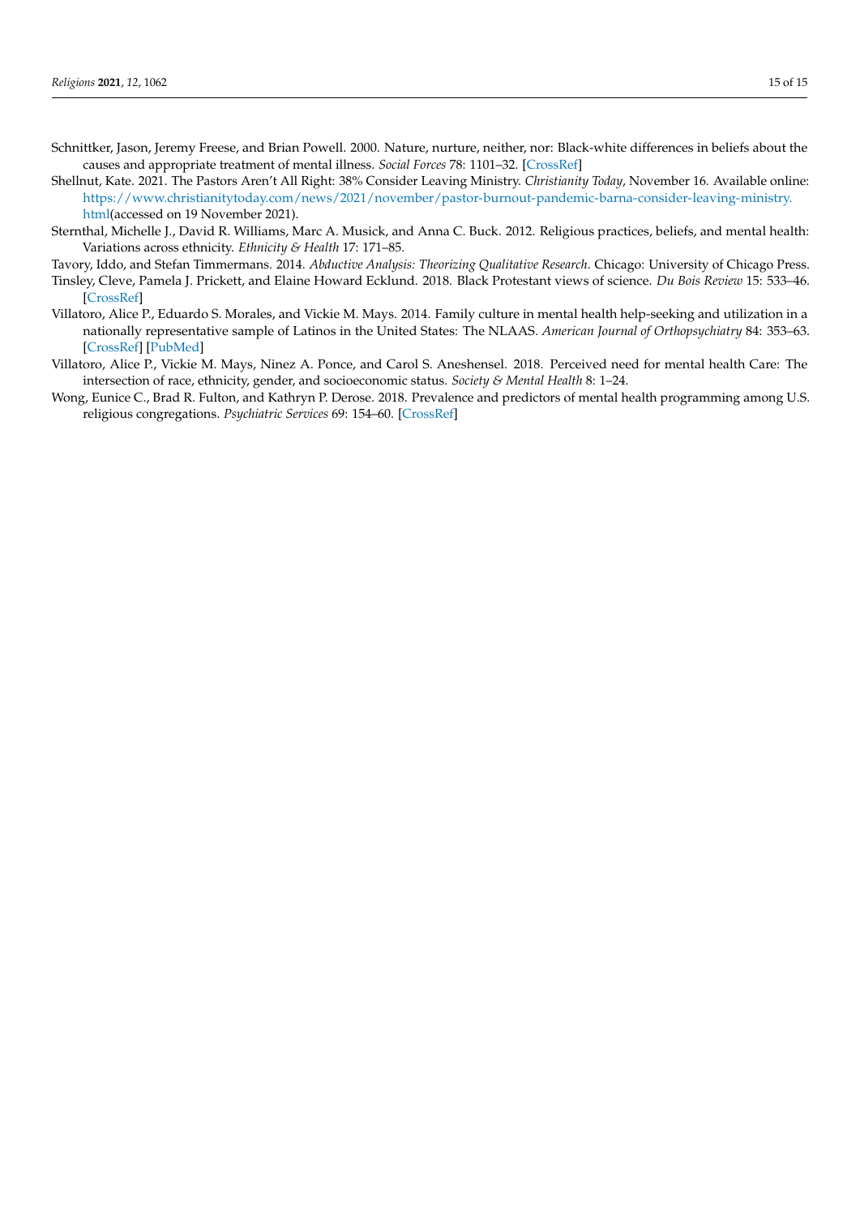Schnittker, Jason, Jeremy Freese, and Brian Powell. 2000. Nature, nurture, neither, nor: Black-white differences in beliefs about the causes and appropriate treatment of mental illness. *Social Forces* 78: 1101–32. [CrossRef]

Shellnut, Kate. 2021. The Pastors Aren't All Right: 38% Consider Leaving Ministry. *Christianity Today*, November 16. Available online: https://www.christianitytoday.com/news/2021/november/pastor-burnout-pandemic-barna-consider-leaving-ministry.html(accessed on 19 November 2021).

Sternthal, Michelle J., David R. Williams, Marc A. Musick, and Anna C. Buck. 2012. Religious practices, beliefs, and mental health: Variations across ethnicity. *Ethnicity & Health* 17: 171–85.

Tavory, Iddo, and Stefan Timmermans. 2014. *Abductive Analysis: Theorizing Qualitative Research*. Chicago: University of Chicago Press.

Tinsley, Cleve, Pamela J. Prickett, and Elaine Howard Ecklund. 2018. Black Protestant views of science. *Du Bois Review* 15: 533–46. [CrossRef]

Villatoro, Alice P., Eduardo S. Morales, and Vickie M. Mays. 2014. Family culture in mental health help-seeking and utilization in a nationally representative sample of Latinos in the United States: The NLAAS. *American Journal of Orthopsychiatry* 84: 353–63. [CrossRef] [PubMed]

Villatoro, Alice P., Vickie M. Mays, Ninez A. Ponce, and Carol S. Aneshensel. 2018. Perceived need for mental health Care: The intersection of race, ethnicity, gender, and socioeconomic status. *Society & Mental Health* 8: 1–24.

Wong, Eunice C., Brad R. Fulton, and Kathryn P. Derose. 2018. Prevalence and predictors of mental health programming among U.S. religious congregations. *Psychiatric Services* 69: 154–60. [CrossRef]